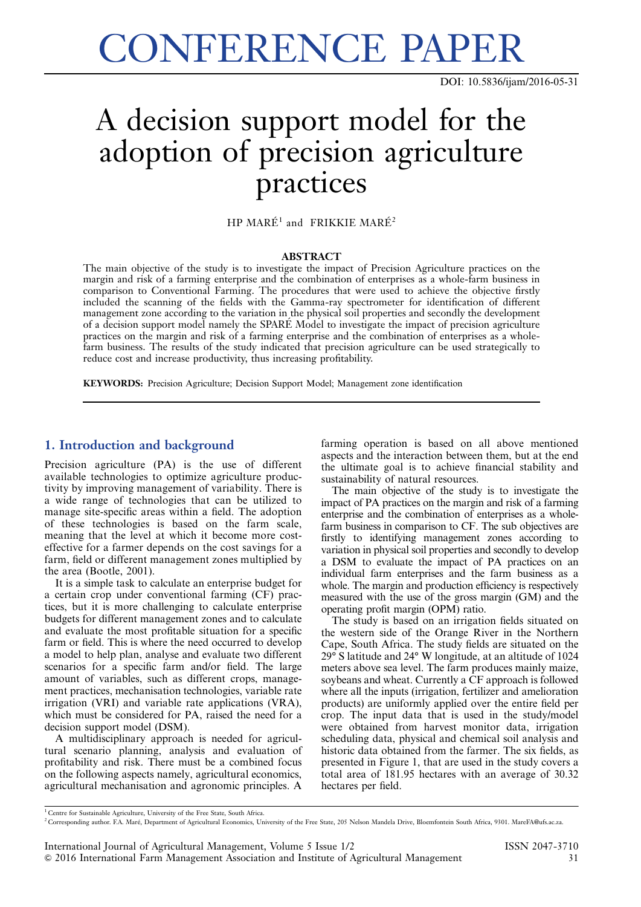CONFERENCE PAPER

DOI: 10.5836/ijam/2016-05-31

# A decision support model for the adoption of precision agriculture practices

HP MARÉ[1] and FRIKKIE MARÉ[2]

## ABSTRACT

The main objective of the study is to investigate the impact of Precision Agriculture practices on the margin and risk of a farming enterprise and the combination of enterprises as a whole-farm business in comparison to Conventional Farming. The procedures that were used to achieve the objective firstly included the scanning of the fields with the Gamma-ray spectrometer for identification of different management zone according to the variation in the physical soil properties and secondly the development of a decision support model namely the SPARÉ Model to investigate the impact of precision agriculture practices on the margin and risk of a farming enterprise and the combination of enterprises as a whole-farm business. The results of the study indicated that precision agriculture can be used strategically to reduce cost and increase productivity, thus increasing profitability.

**KEYWORDS:** Precision Agriculture; Decision Support Model; Management zone identification

## 1. Introduction and background

Precision agriculture (PA) is the use of different available technologies to optimize agriculture productivity by improving management of variability. There is a wide range of technologies that can be utilized to manage site-specific areas within a field. The adoption of these technologies is based on the farm scale, meaning that the level at which it become more cost-effective for a farmer depends on the cost savings for a farm, field or different management zones multiplied by the area (Bootle, 2001).

It is a simple task to calculate an enterprise budget for a certain crop under conventional farming (CF) practices, but it is more challenging to calculate enterprise budgets for different management zones and to calculate and evaluate the most profitable situation for a specific farm or field. This is where the need occurred to develop a model to help plan, analyse and evaluate two different scenarios for a specific farm and/or field. The large amount of variables, such as different crops, management practices, mechanisation technologies, variable rate irrigation (VRI) and variable rate applications (VRA), which must be considered for PA, raised the need for a decision support model (DSM).

A multidisciplinary approach is needed for agricultural scenario planning, analysis and evaluation of profitability and risk. There must be a combined focus on the following aspects namely, agricultural economics, agricultural mechanisation and agronomic principles. A farming operation is based on all above mentioned aspects and the interaction between them, but at the end the ultimate goal is to achieve financial stability and sustainability of natural resources.

The main objective of the study is to investigate the impact of PA practices on the margin and risk of a farming enterprise and the combination of enterprises as a whole-farm business in comparison to CF. The sub objectives are firstly to identifying management zones according to variation in physical soil properties and secondly to develop a DSM to evaluate the impact of PA practices on an individual farm enterprises and the farm business as a whole. The margin and production efficiency is respectively measured with the use of the gross margin (GM) and the operating profit margin (OPM) ratio.

The study is based on an irrigation fields situated on the western side of the Orange River in the Northern Cape, South Africa. The study fields are situated on the 29° S latitude and 24° W longitude, at an altitude of 1024 meters above sea level. The farm produces mainly maize, soybeans and wheat. Currently a CF approach is followed where all the inputs (irrigation, fertilizer and amelioration products) are uniformly applied over the entire field per crop. The input data that is used in the study/model were obtained from harvest monitor data, irrigation scheduling data, physical and chemical soil analysis and historic data obtained from the farmer. The six fields, as presented in Figure 1, that are used in the study covers a total area of 181.95 hectares with an average of 30.32 hectares per field.

---

[1] Centre for Sustainable Agriculture, University of the Free State, South Africa.

[2] Corresponding author. F.A. Maré, Department of Agricultural Economics, University of the Free State, 205 Nelson Mandela Drive, Bloemfontein South Africa, 9301. MareFA@ufs.ac.za.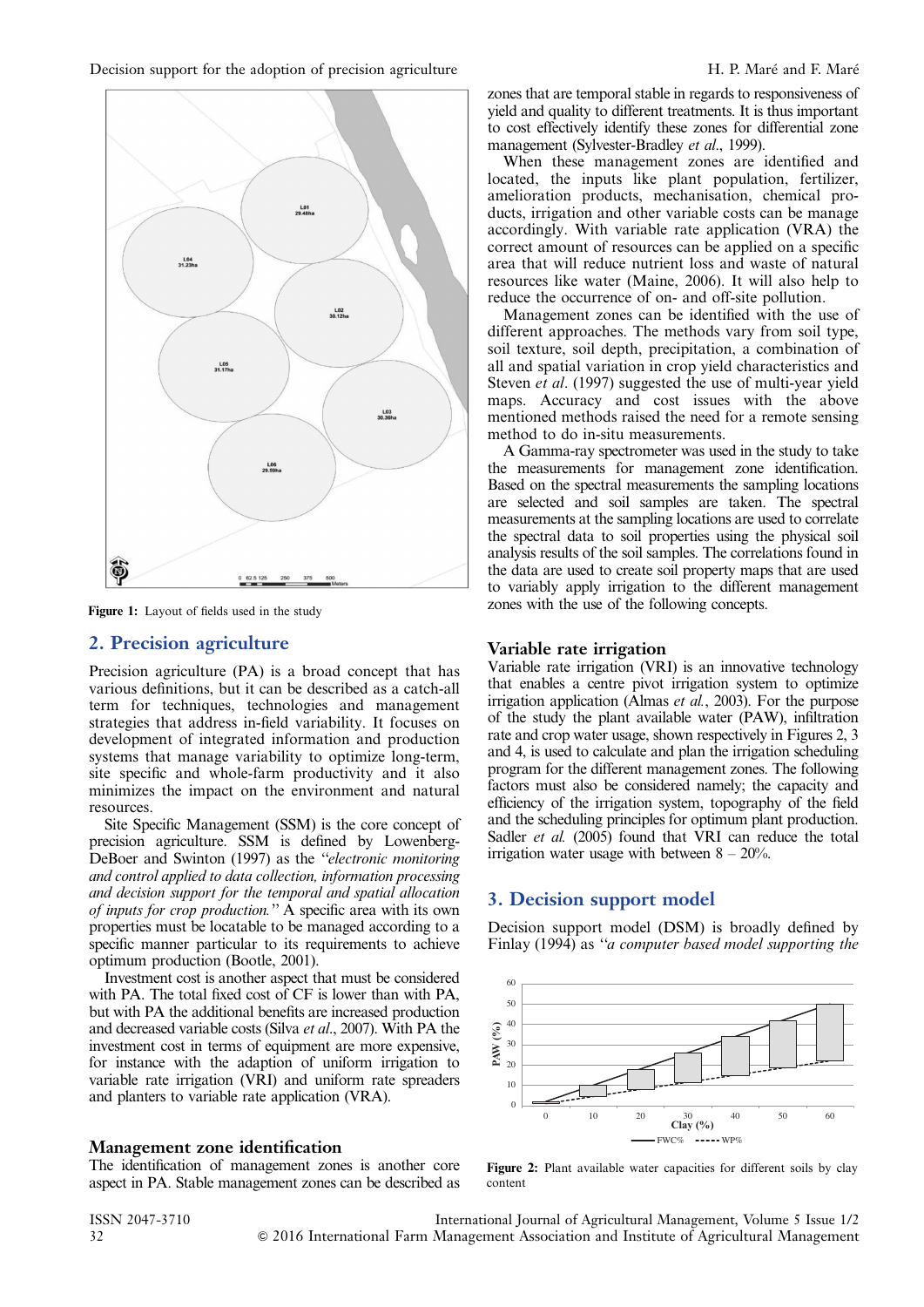Figure 1: Layout of fields used in the study

## 2. Precision agriculture

Precision agriculture (PA) is a broad concept that has various definitions, but it can be described as a catch-all term for techniques, technologies and management strategies that address in-field variability. It focuses on development of integrated information and production systems that manage variability to optimize long-term, site specific and whole-farm productivity and it also minimizes the impact on the environment and natural resources.

Site Specific Management (SSM) is the core concept of precision agriculture. SSM is defined by Lowenberg-DeBoer and Swinton (1997) as the *"electronic monitoring and control applied to data collection, information processing and decision support for the temporal and spatial allocation of inputs for crop production."* A specific area with its own properties must be locatable to be managed according to a specific manner particular to its requirements to achieve optimum production (Bootle, 2001).

Investment cost is another aspect that must be considered with PA. The total fixed cost of CF is lower than with PA, but with PA the additional benefits are increased production and decreased variable costs (Silva *et al*., 2007). With PA the investment cost in terms of equipment are more expensive, for instance with the adaption of uniform irrigation to variable rate irrigation (VRI) and uniform rate spreaders and planters to variable rate application (VRA).

### Management zone identification

The identification of management zones is another core aspect in PA. Stable management zones can be described as zones that are temporal stable in regards to responsiveness of yield and quality to different treatments. It is thus important to cost effectively identify these zones for differential zone management (Sylvester-Bradley *et al*., 1999).

When these management zones are identified and located, the inputs like plant population, fertilizer, amelioration products, mechanisation, chemical products, irrigation and other variable costs can be manage accordingly. With variable rate application (VRA) the correct amount of resources can be applied on a specific area that will reduce nutrient loss and waste of natural resources like water (Maine, 2006). It will also help to reduce the occurrence of on- and off-site pollution.

Management zones can be identified with the use of different approaches. The methods vary from soil type, soil texture, soil depth, precipitation, a combination of all and spatial variation in crop yield characteristics and Steven *et al*. (1997) suggested the use of multi-year yield maps. Accuracy and cost issues with the above mentioned methods raised the need for a remote sensing method to do in-situ measurements.

A Gamma-ray spectrometer was used in the study to take the measurements for management zone identification. Based on the spectral measurements the sampling locations are selected and soil samples are taken. The spectral measurements at the sampling locations are used to correlate the spectral data to soil properties using the physical soil analysis results of the soil samples. The correlations found in the data are used to create soil property maps that are used to variably apply irrigation to the different management zones with the use of the following concepts.

### Variable rate irrigation

Variable rate irrigation (VRI) is an innovative technology that enables a centre pivot irrigation system to optimize irrigation application (Almas *et al*., 2003). For the purpose of the study the plant available water (PAW), infiltration rate and crop water usage, shown respectively in Figures 2, 3 and 4, is used to calculate and plan the irrigation scheduling program for the different management zones. The following factors must also be considered namely; the capacity and efficiency of the irrigation system, topography of the field and the scheduling principles for optimum plant production. Sadler *et al.* (2005) found that VRI can reduce the total irrigation water usage with between 8 – 20%.

## 3. Decision support model

Decision support model (DSM) is broadly defined by Finlay (1994) as *"a computer based model supporting the*

Figure 2: Plant available water capacities for different soils by clay content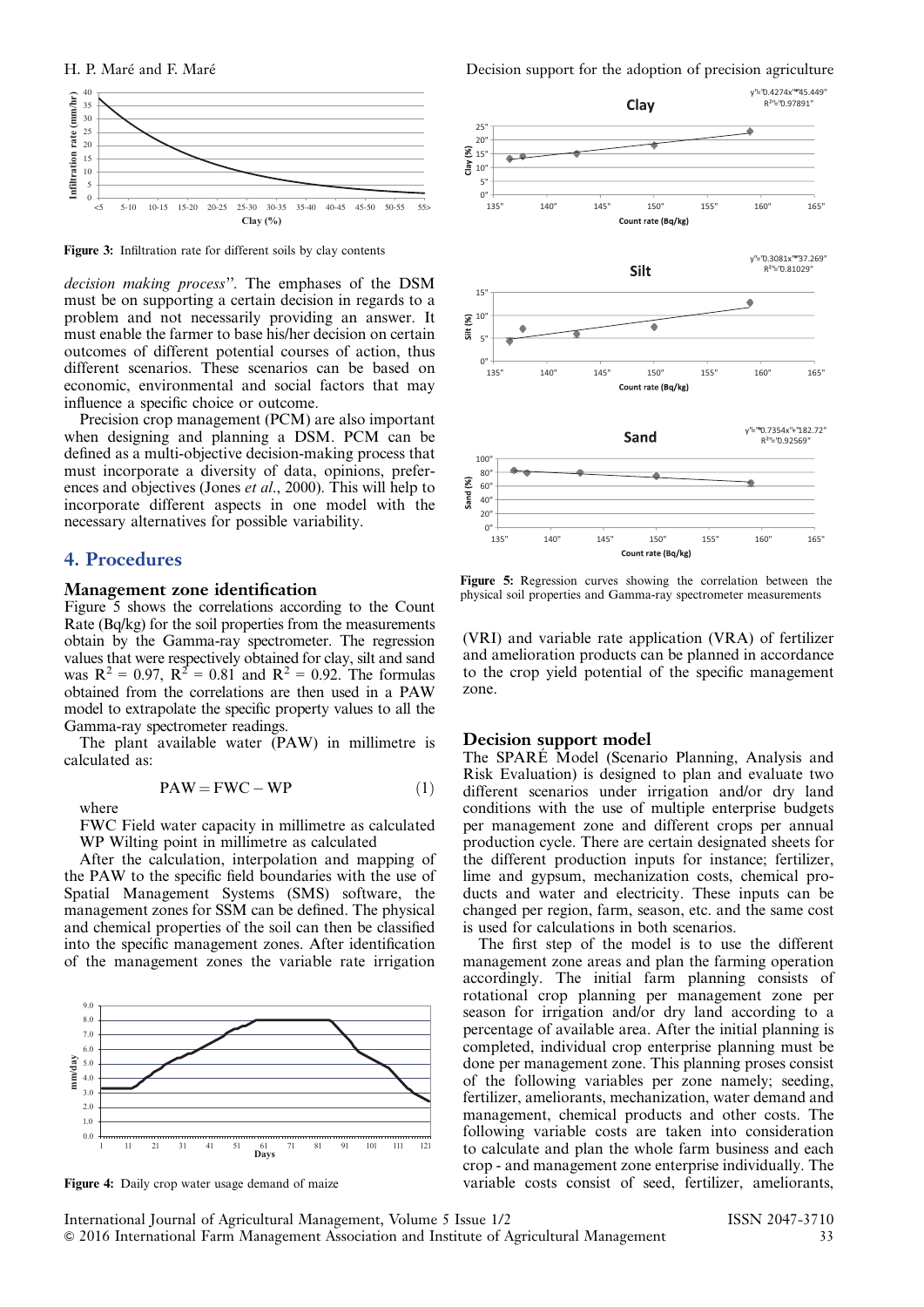Figure 3: Infiltration rate for different soils by clay contents

*decision making process*''. The emphases of the DSM must be on supporting a certain decision in regards to a problem and not necessarily providing an answer. It must enable the farmer to base his/her decision on certain outcomes of different potential courses of action, thus different scenarios. These scenarios can be based on economic, environmental and social factors that may influence a specific choice or outcome.

Precision crop management (PCM) are also important when designing and planning a DSM. PCM can be defined as a multi-objective decision-making process that must incorporate a diversity of data, opinions, preferences and objectives (Jones *et al.*, 2000). This will help to incorporate different aspects in one model with the necessary alternatives for possible variability.

## 4. Procedures

### Management zone identification

Figure 5 shows the correlations according to the Count Rate (Bq/kg) for the soil properties from the measurements obtain by the Gamma-ray spectrometer. The regression values that were respectively obtained for clay, silt and sand was $R^2 = 0.97$, $R^2 = 0.81$ and $R^2 = 0.92$. The formulas obtained from the correlations are then used in a PAW model to extrapolate the specific property values to all the Gamma-ray spectrometer readings.

The plant available water (PAW) in millimetre is calculated as:

$$PAW = FWC - WP \tag{1}$$

where

FWC Field water capacity in millimetre as calculated
WP Wilting point in millimetre as calculated

After the calculation, interpolation and mapping of the PAW to the specific field boundaries with the use of Spatial Management Systems (SMS) software, the management zones for SSM can be defined. The physical and chemical properties of the soil can then be classified into the specific management zones. After identification of the management zones the variable rate irrigation (VRI) and variable rate application (VRA) of fertilizer and amelioration products can be planned in accordance to the crop yield potential of the specific management zone.

Figure 4: Daily crop water usage demand of maize

Figure 5: Regression curves showing the correlation between the physical soil properties and Gamma-ray spectrometer measurements

### Decision support model

The SPARÉ Model (Scenario Planning, Analysis and Risk Evaluation) is designed to plan and evaluate two different scenarios under irrigation and/or dry land conditions with the use of multiple enterprise budgets per management zone and different crops per annual production cycle. There are certain designated sheets for the different production inputs for instance; fertilizer, lime and gypsum, mechanization costs, chemical products and water and electricity. These inputs can be changed per region, farm, season, etc. and the same cost is used for calculations in both scenarios.

The first step of the model is to use the different management zone areas and plan the farming operation accordingly. The initial farm planning consists of rotational crop planning per management zone per season for irrigation and/or dry land according to a percentage of available area. After the initial planning is completed, individual crop enterprise planning must be done per management zone. This planning proses consist of the following variables per zone namely; seeding, fertilizer, ameliorants, mechanization, water demand and management, chemical products and other costs. The following variable costs are taken into consideration to calculate and plan the whole farm business and each crop - and management zone enterprise individually. The variable costs consist of seed, fertilizer, ameliorants,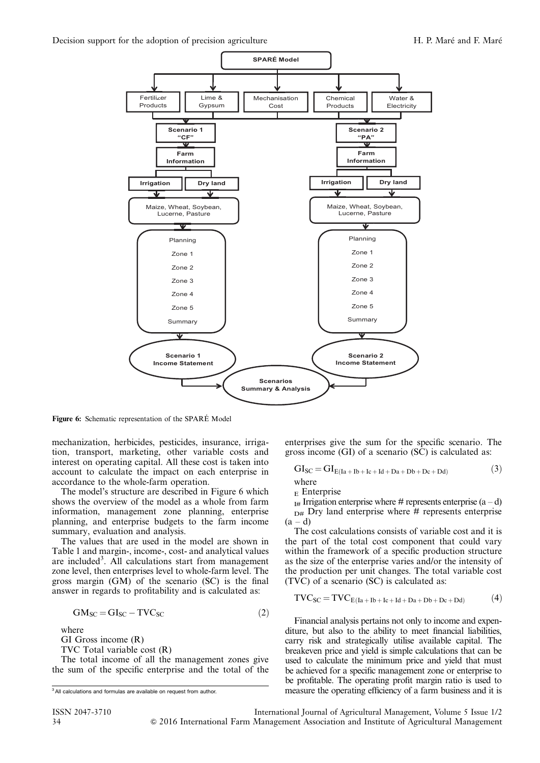Figure 6: Schematic representation of the SPARÉ Model

mechanization, herbicides, pesticides, insurance, irrigation, transport, marketing, other variable costs and interest on operating capital. All these cost is taken into account to calculate the impact on each enterprise in accordance to the whole-farm operation.

The model's structure are described in Figure 6 which shows the overview of the model as a whole from farm information, management zone planning, enterprise planning, and enterprise budgets to the farm income summary, evaluation and analysis.

The values that are used in the model are shown in Table 1 and margin-, income-, cost- and analytical values are included[3]. All calculations start from management zone level, then enterprises level to whole-farm level. The gross margin (GM) of the scenario (SC) is the final answer in regards to profitability and is calculated as:

$$GM_{SC} = GI_{SC} - TVC_{SC} \tag{2}$$

where

GI Gross income (R)

TVC Total variable cost (R)

The total income of all the management zones give the sum of the specific enterprise and the total of the enterprises give the sum for the specific scenario. The gross income (GI) of a scenario (SC) is calculated as:

$$GI_{SC} = GI_{E(Ia + Ib + Ic + Id + Da + Db + Dc + Dd)} \tag{3}$$

where

$_E$ Enterprise

$_{I\#}$ Irrigation enterprise where # represents enterprise (a – d)

$_{D\#}$ Dry land enterprise where # represents enterprise (a – d)

The cost calculations consists of variable cost and it is the part of the total cost component that could vary within the framework of a specific production structure as the size of the enterprise varies and/or the intensity of the production per unit changes. The total variable cost (TVC) of a scenario (SC) is calculated as:

$$TVC_{SC} = TVC_{E(Ia + Ib + Ic + Id + Da + Db + Dc + Dd)} \tag{4}$$

Financial analysis pertains not only to income and expenditure, but also to the ability to meet financial liabilities, carry risk and strategically utilise available capital. The breakeven price and yield is simple calculations that can be used to calculate the minimum price and yield that must be achieved for a specific management zone or enterprise to be profitable. The operating profit margin ratio is used to measure the operating efficiency of a farm business and it is

[3] All calculations and formulas are available on request from author.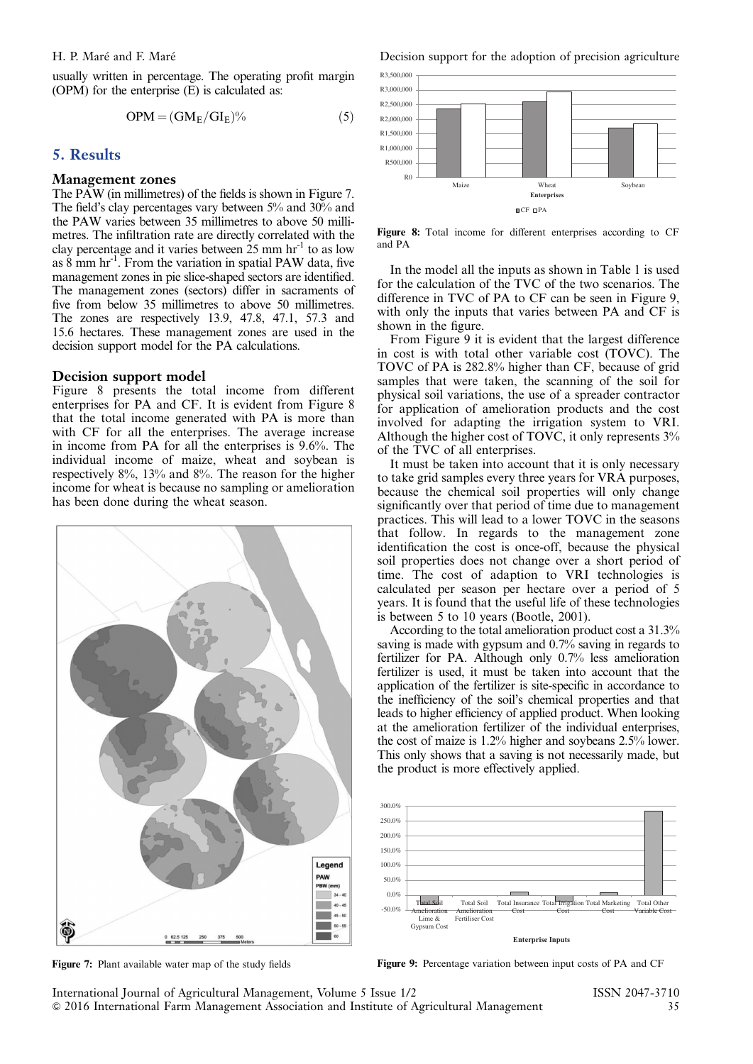usually written in percentage. The operating profit margin (OPM) for the enterprise (E) is calculated as:

$$OPM = (GM_E/GI_E)\% \tag{5}$$

## 5. Results

### Management zones

The PAW (in millimetres) of the fields is shown in Figure 7. The field's clay percentages vary between 5% and 30% and the PAW varies between 35 millimetres to above 50 millimetres. The infiltration rate are directly correlated with the clay percentage and it varies between 25 mm $hr^{-1}$ to as low as 8 mm $hr^{-1}$. From the variation in spatial PAW data, five management zones in pie slice-shaped sectors are identified. The management zones (sectors) differ in sacraments of five from below 35 millimetres to above 50 millimetres. The zones are respectively 13.9, 47.8, 47.1, 57.3 and 15.6 hectares. These management zones are used in the decision support model for the PA calculations.

### Decision support model

Figure 8 presents the total income from different enterprises for PA and CF. It is evident from Figure 8 that the total income generated with PA is more than with CF for all the enterprises. The average increase in income from PA for all the enterprises is 9.6%. The individual income of maize, wheat and soybean is respectively 8%, 13% and 8%. The reason for the higher income for wheat is because no sampling or amelioration has been done during the wheat season.

Figure 7: Plant available water map of the study fields

Figure 8: Total income for different enterprises according to CF and PA

In the model all the inputs as shown in Table 1 is used for the calculation of the TVC of the two scenarios. The difference in TVC of PA to CF can be seen in Figure 9, with only the inputs that varies between PA and CF is shown in the figure.

From Figure 9 it is evident that the largest difference in cost is with total other variable cost (TOVC). The TOVC of PA is 282.8% higher than CF, because of grid samples that were taken, the scanning of the soil for physical soil variations, the use of a spreader contractor for application of amelioration products and the cost involved for adapting the irrigation system to VRI. Although the higher cost of TOVC, it only represents 3% of the TVC of all enterprises.

It must be taken into account that it is only necessary to take grid samples every three years for VRA purposes, because the chemical soil properties will only change significantly over that period of time due to management practices. This will lead to a lower TOVC in the seasons that follow. In regards to the management zone identification the cost is once-off, because the physical soil properties does not change over a short period of time. The cost of adaption to VRI technologies is calculated per season per hectare over a period of 5 years. It is found that the useful life of these technologies is between 5 to 10 years (Bootle, 2001).

According to the total amelioration product cost a 31.3% saving is made with gypsum and 0.7% saving in regards to fertilizer for PA. Although only 0.7% less amelioration fertilizer is used, it must be taken into account that the application of the fertilizer is site-specific in accordance to the inefficiency of the soil's chemical properties and that leads to higher efficiency of applied product. When looking at the amelioration fertilizer of the individual enterprises, the cost of maize is 1.2% higher and soybeans 2.5% lower. This only shows that a saving is not necessarily made, but the product is more effectively applied.

Figure 9: Percentage variation between input costs of PA and CF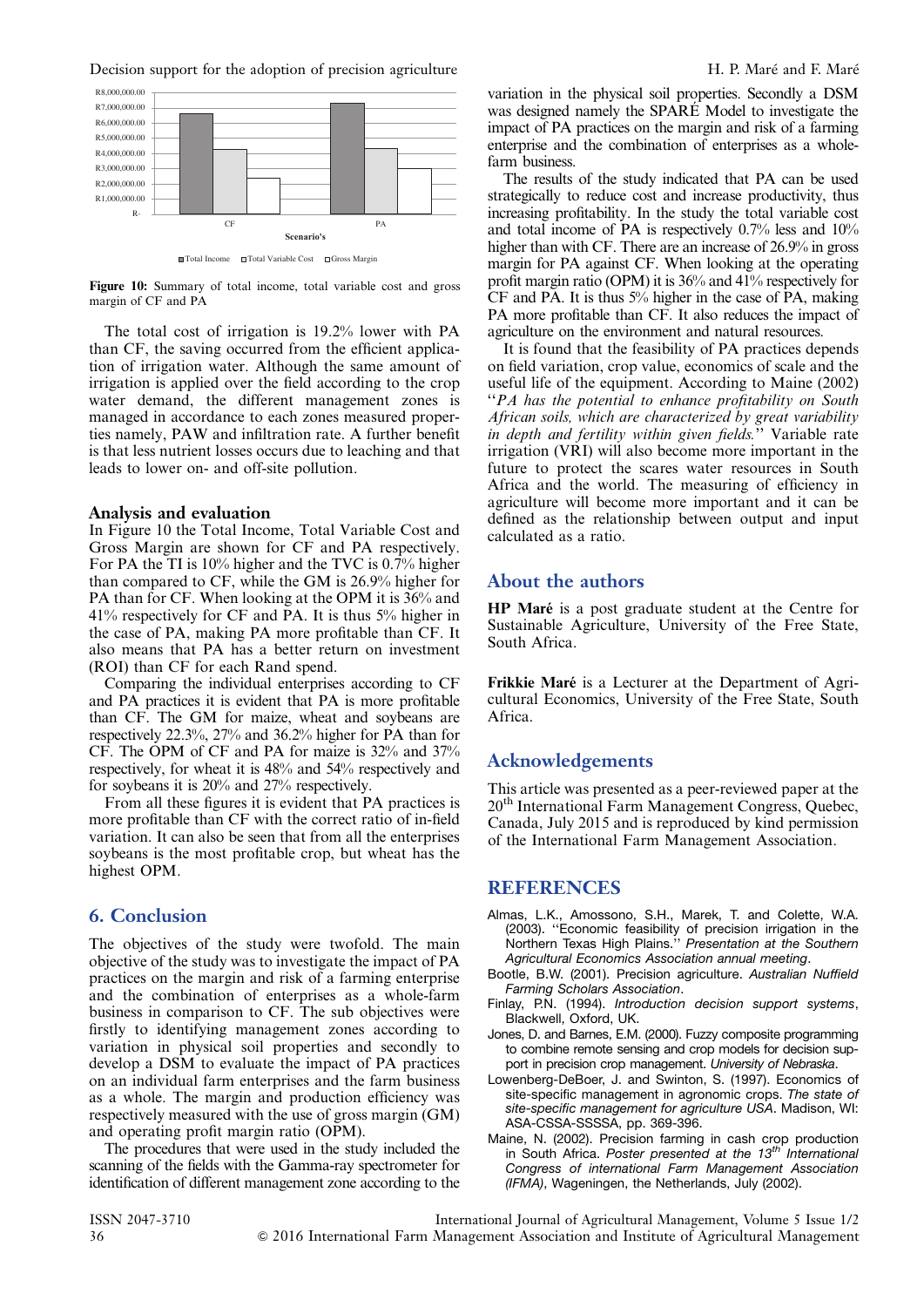Figure 10: Summary of total income, total variable cost and gross margin of CF and PA

The total cost of irrigation is 19.2% lower with PA than CF, the saving occurred from the efficient application of irrigation water. Although the same amount of irrigation is applied over the field according to the crop water demand, the different management zones is managed in accordance to each zones measured properties namely, PAW and infiltration rate. A further benefit is that less nutrient losses occurs due to leaching and that leads to lower on- and off-site pollution.

### Analysis and evaluation

In Figure 10 the Total Income, Total Variable Cost and Gross Margin are shown for CF and PA respectively. For PA the TI is 10% higher and the TVC is 0.7% higher than compared to CF, while the GM is 26.9% higher for PA than for CF. When looking at the OPM it is 36% and 41% respectively for CF and PA. It is thus 5% higher in the case of PA, making PA more profitable than CF. It also means that PA has a better return on investment (ROI) than CF for each Rand spend.

Comparing the individual enterprises according to CF and PA practices it is evident that PA is more profitable than CF. The GM for maize, wheat and soybeans are respectively 22.3%, 27% and 36.2% higher for PA than for CF. The OPM of CF and PA for maize is 32% and 37% respectively, for wheat it is 48% and 54% respectively and for soybeans it is 20% and 27% respectively.

From all these figures it is evident that PA practices is more profitable than CF with the correct ratio of in-field variation. It can also be seen that from all the enterprises soybeans is the most profitable crop, but wheat has the highest OPM.

## 6. Conclusion

The objectives of the study were twofold. The main objective of the study was to investigate the impact of PA practices on the margin and risk of a farming enterprise and the combination of enterprises as a whole-farm business in comparison to CF. The sub objectives were firstly to identifying management zones according to variation in physical soil properties and secondly to develop a DSM to evaluate the impact of PA practices on an individual farm enterprises and the farm business as a whole. The margin and production efficiency was respectively measured with the use of gross margin (GM) and operating profit margin ratio (OPM).

The procedures that were used in the study included the scanning of the fields with the Gamma-ray spectrometer for identification of different management zone according to the variation in the physical soil properties. Secondly a DSM was designed namely the SPARÉ Model to investigate the impact of PA practices on the margin and risk of a farming enterprise and the combination of enterprises as a whole-farm business.

The results of the study indicated that PA can be used strategically to reduce cost and increase productivity, thus increasing profitability. In the study the total variable cost and total income of PA is respectively 0.7% less and 10% higher than with CF. There are an increase of 26.9% in gross margin for PA against CF. When looking at the operating profit margin ratio (OPM) it is 36% and 41% respectively for CF and PA. It is thus 5% higher in the case of PA, making PA more profitable than CF. It also reduces the impact of agriculture on the environment and natural resources.

It is found that the feasibility of PA practices depends on field variation, crop value, economics of scale and the useful life of the equipment. According to Maine (2002) ''*PA has the potential to enhance profitability on South African soils, which are characterized by great variability in depth and fertility within given fields.*'' Variable rate irrigation (VRI) will also become more important in the future to protect the scares water resources in South Africa and the world. The measuring of efficiency in agriculture will become more important and it can be defined as the relationship between output and input calculated as a ratio.

## About the authors

**HP Maré** is a post graduate student at the Centre for Sustainable Agriculture, University of the Free State, South Africa.

**Frikkie Maré** is a Lecturer at the Department of Agricultural Economics, University of the Free State, South Africa.

## Acknowledgements

This article was presented as a peer-reviewed paper at the 20th International Farm Management Congress, Quebec, Canada, July 2015 and is reproduced by kind permission of the International Farm Management Association.

## REFERENCES

Almas, L.K., Amossono, S.H., Marek, T. and Colette, W.A. (2003). ''Economic feasibility of precision irrigation in the Northern Texas High Plains.'' *Presentation at the Southern Agricultural Economics Association annual meeting*.

Bootle, B.W. (2001). Precision agriculture. *Australian Nuffield Farming Scholars Association*.

Finlay, P.N. (1994). *Introduction decision support systems*, Blackwell, Oxford, UK.

Jones, D. and Barnes, E.M. (2000). Fuzzy composite programming to combine remote sensing and crop models for decision support in precision crop management. *University of Nebraska*.

Lowenberg-DeBoer, J. and Swinton, S. (1997). Economics of site-specific management in agronomic crops. *The state of site-specific management for agriculture USA*. Madison, WI: ASA-CSSA-SSSSA, pp. 369-396.

Maine, N. (2002). Precision farming in cash crop production in South Africa. *Poster presented at the 13th International Congress of international Farm Management Association (IFMA)*, Wageningen, the Netherlands, July (2002).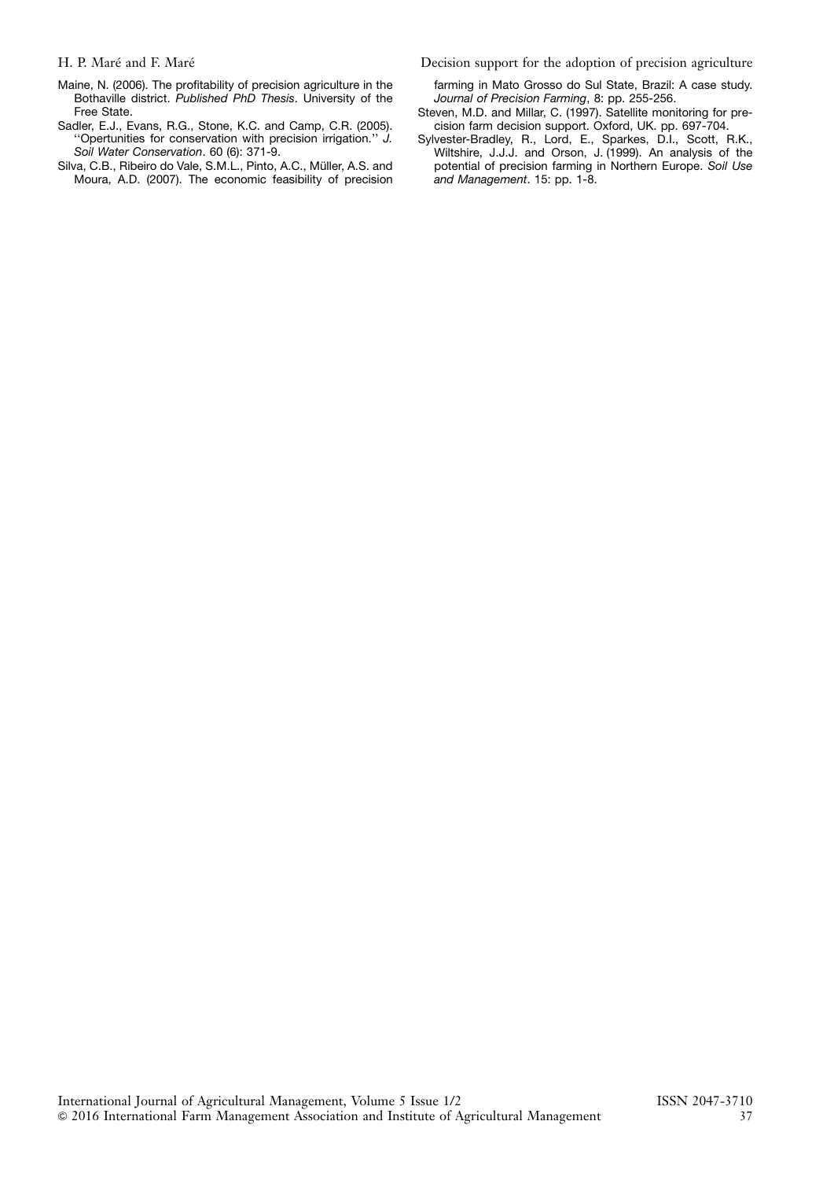Maine, N. (2006). The profitability of precision agriculture in the Bothaville district. *Published PhD Thesis*. University of the Free State.

Sadler, E.J., Evans, R.G., Stone, K.C. and Camp, C.R. (2005). ''Opertunities for conservation with precision irrigation.'' *J. Soil Water Conservation*. 60 (6): 371-9.

Silva, C.B., Ribeiro do Vale, S.M.L., Pinto, A.C., Müller, A.S. and Moura, A.D. (2007). The economic feasibility of precision farming in Mato Grosso do Sul State, Brazil: A case study. *Journal of Precision Farming*, 8: pp. 255-256.

Steven, M.D. and Millar, C. (1997). Satellite monitoring for precision farm decision support. Oxford, UK. pp. 697-704.

Sylvester-Bradley, R., Lord, E., Sparkes, D.I., Scott, R.K., Wiltshire, J.J.J. and Orson, J. (1999). An analysis of the potential of precision farming in Northern Europe. *Soil Use and Management*. 15: pp. 1-8.